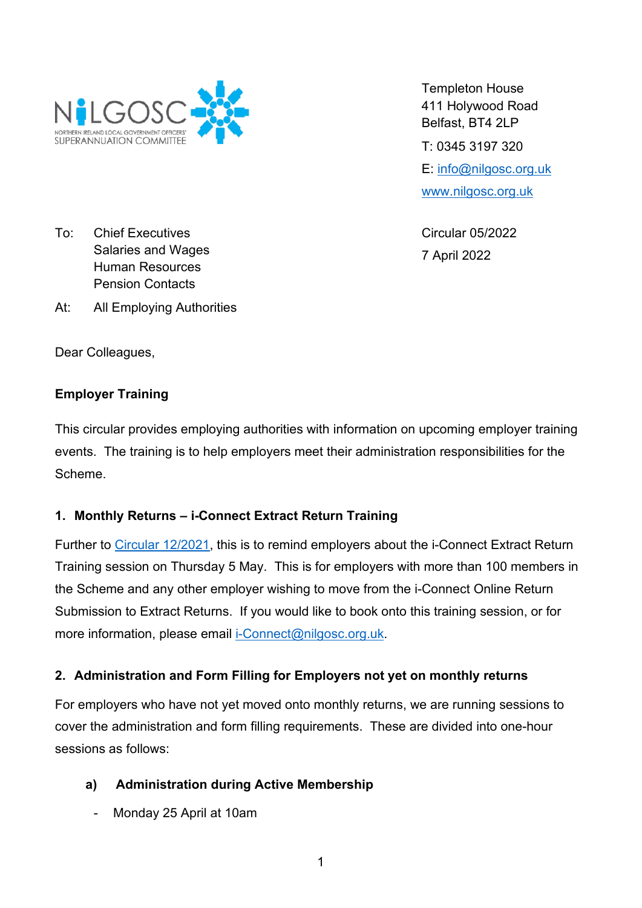NILGOSC
NORTHERN IRELAND LOCAL GOVERNMENT OFFICERS' SUPERANNUATION COMMITTEE

Templeton House
411 Holywood Road
Belfast, BT4 2LP

T: 0345 3197 320

E: info@nilgosc.org.uk

www.nilgosc.org.uk

To: Chief Executives
Salaries and Wages
Human Resources
Pension Contacts

At: All Employing Authorities

Circular 05/2022

7 April 2022

Dear Colleagues,

**Employer Training**

This circular provides employing authorities with information on upcoming employer training events. The training is to help employers meet their administration responsibilities for the Scheme.

**1. Monthly Returns – i-Connect Extract Return Training**

Further to Circular 12/2021, this is to remind employers about the i-Connect Extract Return Training session on Thursday 5 May. This is for employers with more than 100 members in the Scheme and any other employer wishing to move from the i-Connect Online Return Submission to Extract Returns. If you would like to book onto this training session, or for more information, please email i-Connect@nilgosc.org.uk.

**2. Administration and Form Filling for Employers not yet on monthly returns**

For employers who have not yet moved onto monthly returns, we are running sessions to cover the administration and form filling requirements. These are divided into one-hour sessions as follows:

**a) Administration during Active Membership**

- Monday 25 April at 10am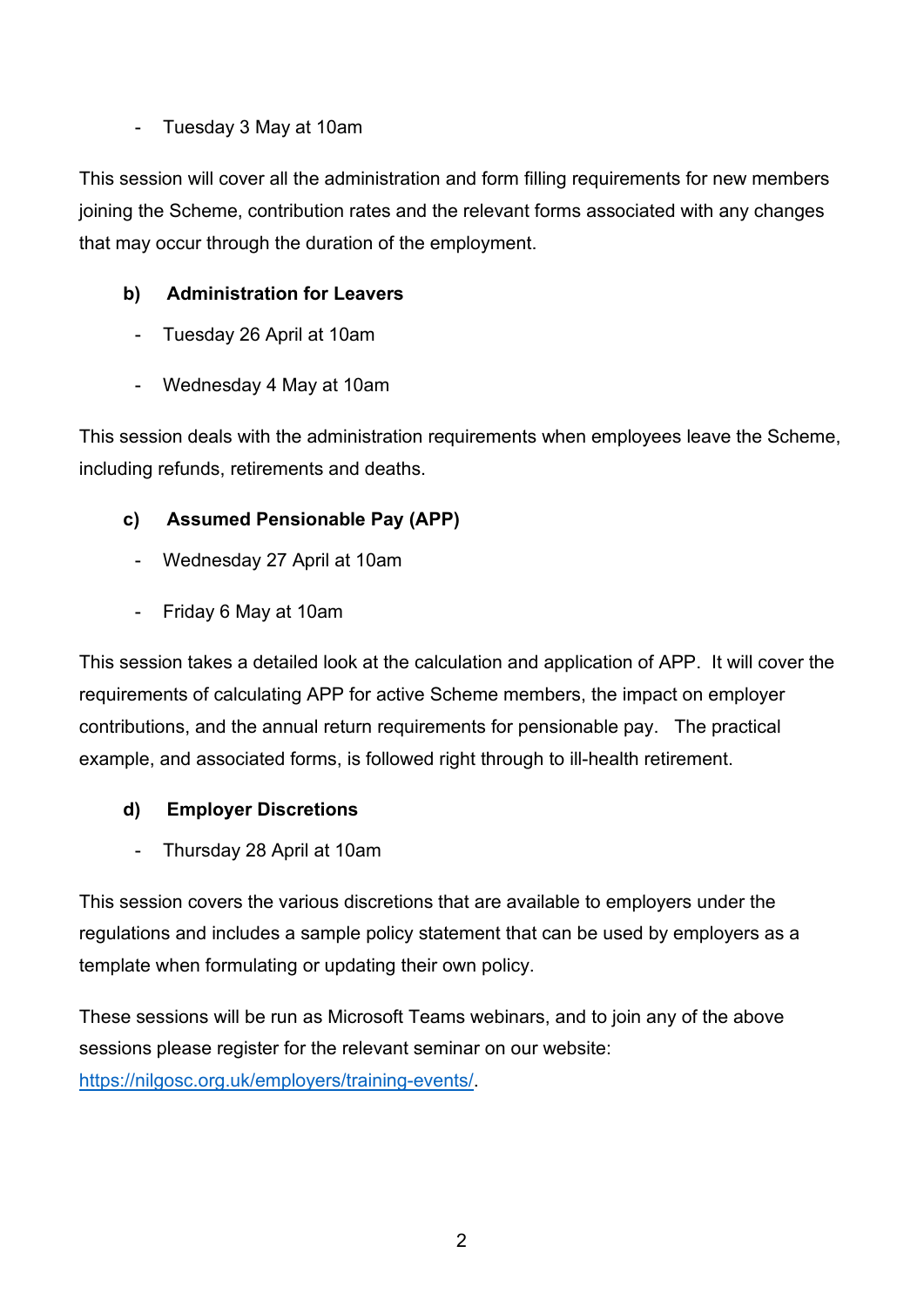- Tuesday 3 May at 10am

This session will cover all the administration and form filling requirements for new members joining the Scheme, contribution rates and the relevant forms associated with any changes that may occur through the duration of the employment.

**b) Administration for Leavers**

- Tuesday 26 April at 10am
- Wednesday 4 May at 10am

This session deals with the administration requirements when employees leave the Scheme, including refunds, retirements and deaths.

**c) Assumed Pensionable Pay (APP)**

- Wednesday 27 April at 10am
- Friday 6 May at 10am

This session takes a detailed look at the calculation and application of APP. It will cover the requirements of calculating APP for active Scheme members, the impact on employer contributions, and the annual return requirements for pensionable pay. The practical example, and associated forms, is followed right through to ill-health retirement.

**d) Employer Discretions**

- Thursday 28 April at 10am

This session covers the various discretions that are available to employers under the regulations and includes a sample policy statement that can be used by employers as a template when formulating or updating their own policy.

These sessions will be run as Microsoft Teams webinars, and to join any of the above sessions please register for the relevant seminar on our website: [https://nilgosc.org.uk/employers/training-events/](https://nilgosc.org.uk/employers/training-events/).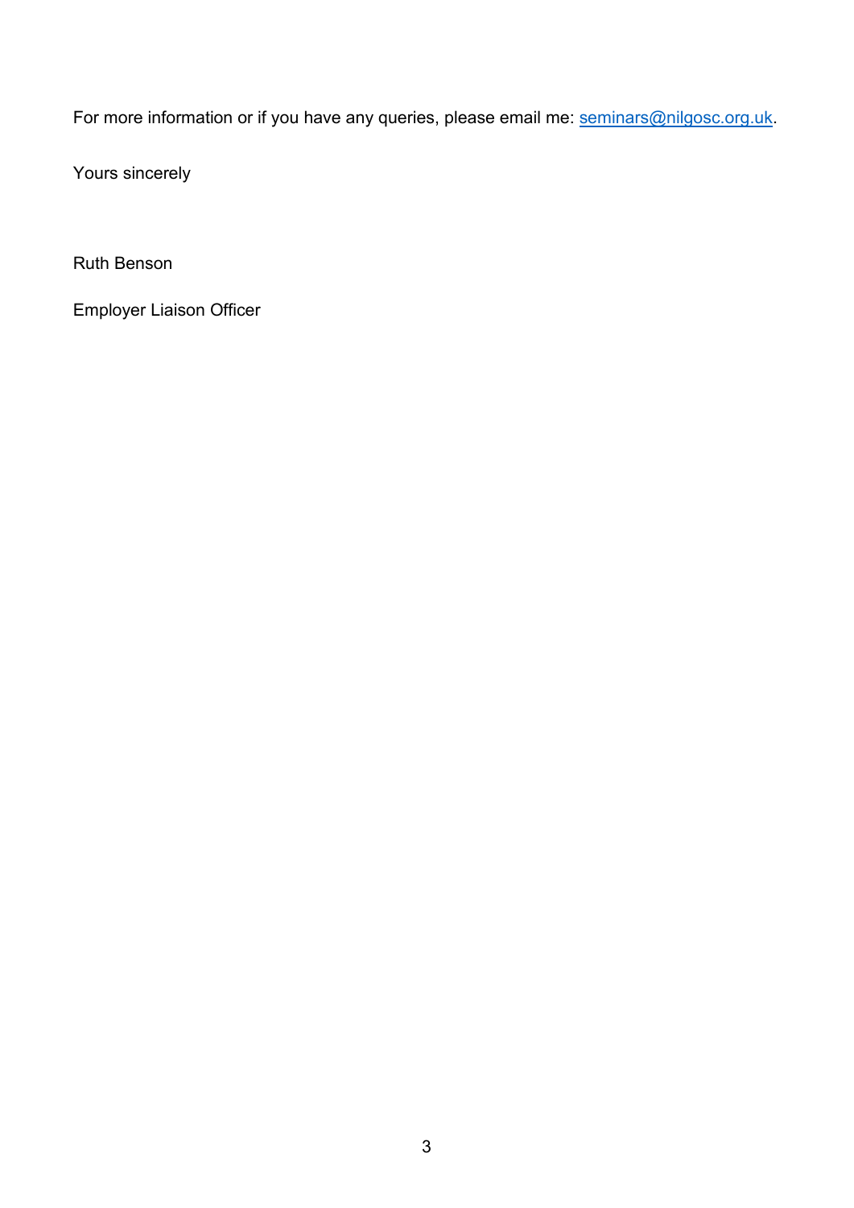For more information or if you have any queries, please email me: seminars@nilgosc.org.uk.

Yours sincerely

Ruth Benson

Employer Liaison Officer